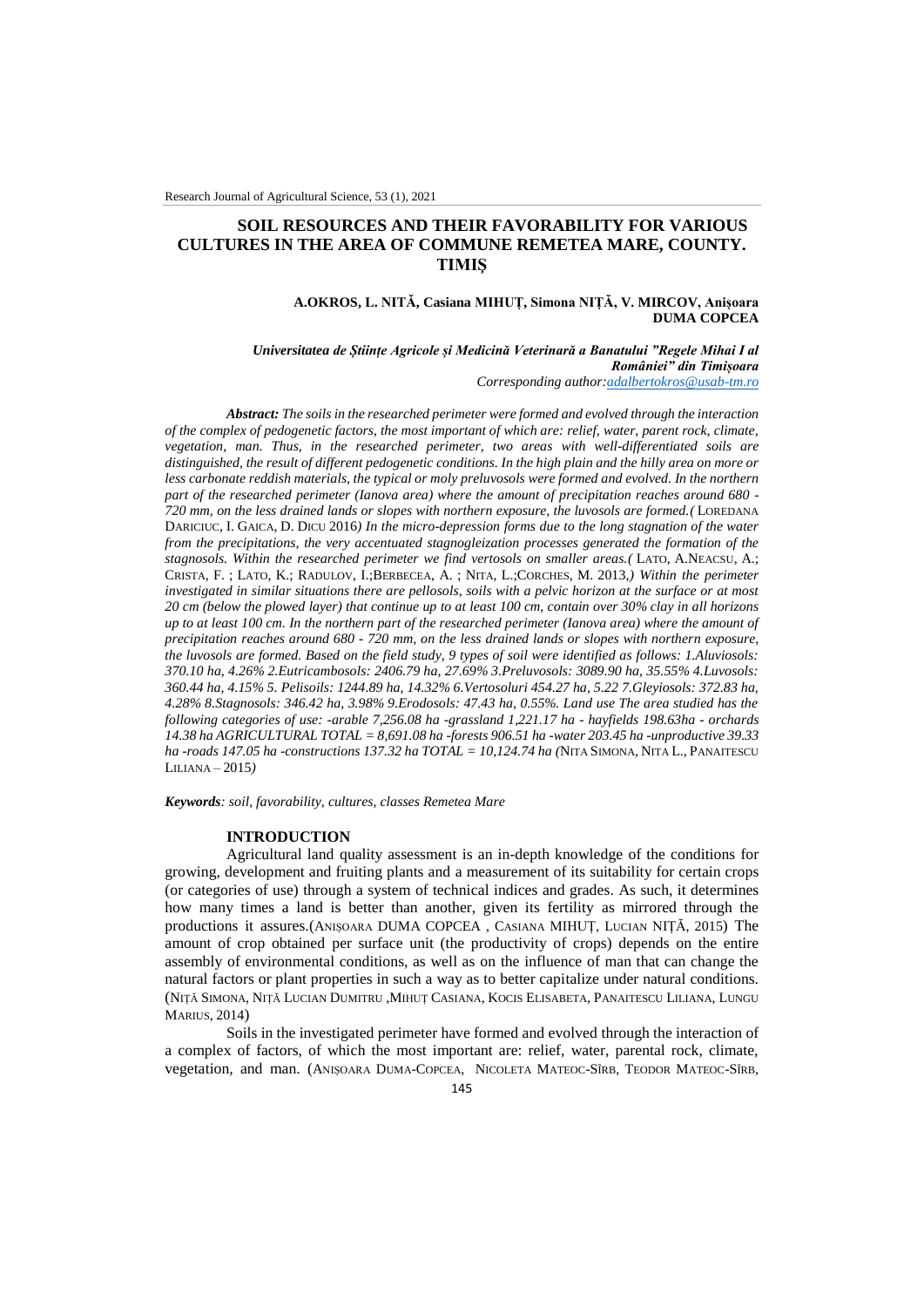# SOIL RESOURCES AND THEIR FAVORABILITY FOR VARIOUS CULTURES IN THE AREA OF COMMUNE REMETEA MARE, COUNTY. TIMIŞ

**A.OKROS, L. NIŢĂ, Casiana MIHUŢ, Simona NIŢĂ, V. MIRCOV, Anişoara DUMA COPCEA**

***Universitatea de Științe Agricole și Medicină Veterinară a Banatului "Regele Mihai I al României" din Timișoara***

*Corresponding author:adalbertokros@usab-tm.ro*

***Abstract:*** *The soils in the researched perimeter were formed and evolved through the interaction of the complex of pedogenetic factors, the most important of which are: relief, water, parent rock, climate, vegetation, man. Thus, in the researched perimeter, two areas with well-differentiated soils are distinguished, the result of different pedogenetic conditions. In the high plain and the hilly area on more or less carbonate reddish materials, the typical or moly preluvosols were formed and evolved. In the northern part of the researched perimeter (Ianova area) where the amount of precipitation reaches around 680 - 720 mm, on the less drained lands or slopes with northern exposure, the luvosols are formed.(* LOREDANA DARICIUC, I. GAICA, D. DICU 2016*) In the micro-depression forms due to the long stagnation of the water from the precipitations, the very accentuated stagnogleization processes generated the formation of the stagnosols. Within the researched perimeter we find vertosols on smaller areas.(* LATO, A.NEACSU, A.; CRISTA, F. ; LATO, K.; RADULOV, I.;BERBECEA, A. ; NITA, L.;CORCHES, M. 2013*,) Within the perimeter investigated in similar situations there are pellosols, soils with a pelvic horizon at the surface or at most 20 cm (below the plowed layer) that continue up to at least 100 cm, contain over 30% clay in all horizons up to at least 100 cm. In the northern part of the researched perimeter (Ianova area) where the amount of precipitation reaches around 680 - 720 mm, on the less drained lands or slopes with northern exposure, the luvosols are formed. Based on the field study, 9 types of soil were identified as follows: 1.Aluviosols: 370.10 ha, 4.26% 2.Eutricambosols: 2406.79 ha, 27.69% 3.Preluvosols: 3089.90 ha, 35.55% 4.Luvosols: 360.44 ha, 4.15% 5. Pelisoils: 1244.89 ha, 14.32% 6.Vertosoluri 454.27 ha, 5.22 7.Gleyiosols: 372.83 ha, 4.28% 8.Stagnosols: 346.42 ha, 3.98% 9.Erodosols: 47.43 ha, 0.55%. Land use The area studied has the following categories of use: -arable 7,256.08 ha -grassland 1,221.17 ha - hayfields 198.63ha - orchards 14.38 ha AGRICULTURAL TOTAL = 8,691.08 ha -forests 906.51 ha -water 203.45 ha -unproductive 39.33 ha -roads 147.05 ha -constructions 137.32 ha TOTAL = 10,124.74 ha (*NITA SIMONA, NITA L., PANAITESCU LILIANA – 2015*)*

***Keywords****: soil, favorability, cultures, classes Remetea Mare*

## INTRODUCTION

Agricultural land quality assessment is an in-depth knowledge of the conditions for growing, development and fruiting plants and a measurement of its suitability for certain crops (or categories of use) through a system of technical indices and grades. As such, it determines how many times a land is better than another, given its fertility as mirrored through the productions it assures.(ANIȘOARA DUMA COPCEA , CASIANA MIHUȚ, LUCIAN NIȚĂ, 2015) The amount of crop obtained per surface unit (the productivity of crops) depends on the entire assembly of environmental conditions, as well as on the influence of man that can change the natural factors or plant properties in such a way as to better capitalize under natural conditions. (NIȚĂ SIMONA, NIȚĂ LUCIAN DUMITRU ,MIHUȚ CASIANA, KOCIS ELISABETA, PANAITESCU LILIANA, LUNGU MARIUS, 2014)

Soils in the investigated perimeter have formed and evolved through the interaction of a complex of factors, of which the most important are: relief, water, parental rock, climate, vegetation, and man. (ANIȘOARA DUMA-COPCEA, NICOLETA MATEOC-SÎRB, TEODOR MATEOC-SÎRB,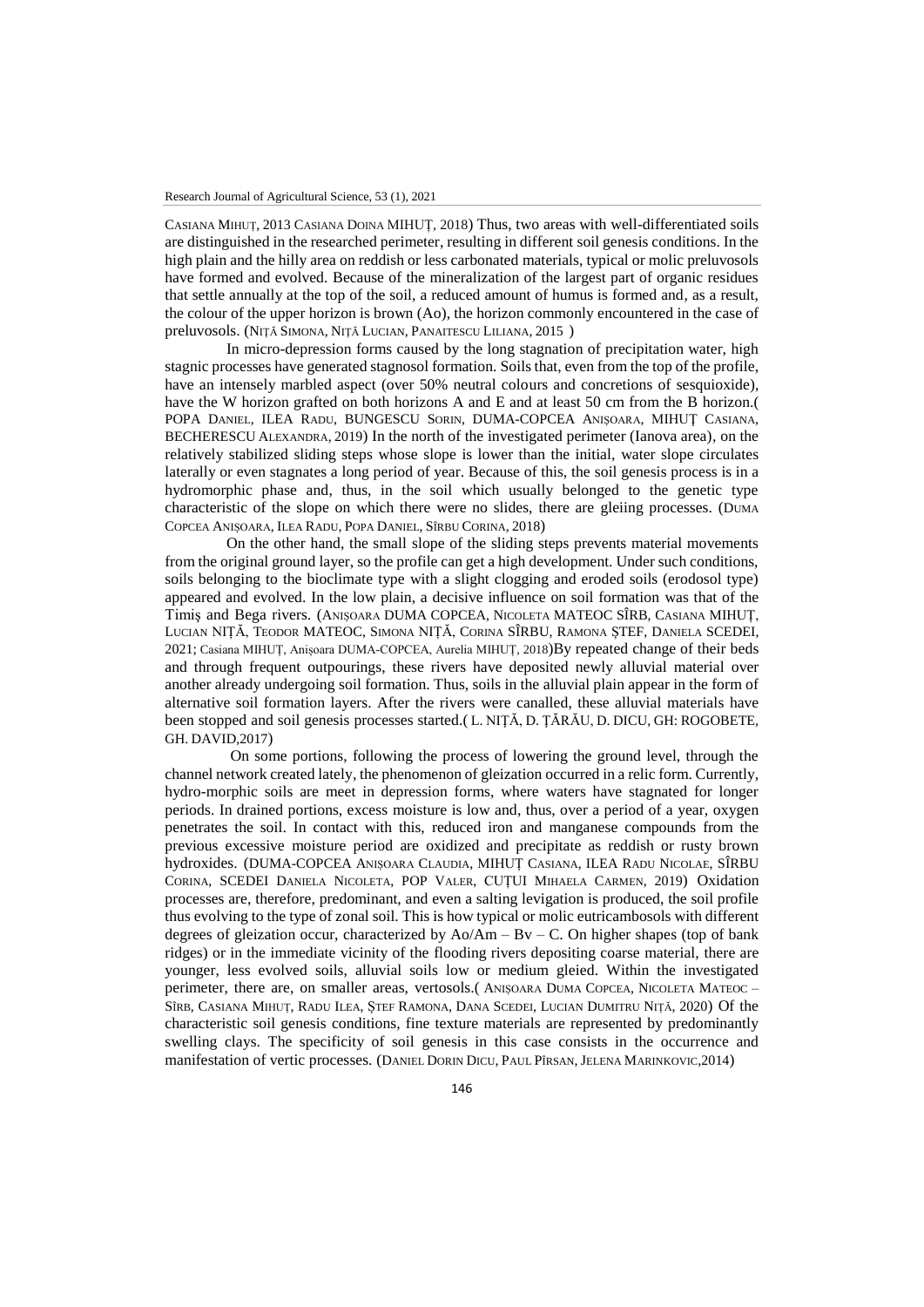CASIANA MIHUȚ, 2013 CASIANA DOINA MIHUȚ, 2018) Thus, two areas with well-differentiated soils are distinguished in the researched perimeter, resulting in different soil genesis conditions. In the high plain and the hilly area on reddish or less carbonated materials, typical or molic preluvosols have formed and evolved. Because of the mineralization of the largest part of organic residues that settle annually at the top of the soil, a reduced amount of humus is formed and, as a result, the colour of the upper horizon is brown (Ao), the horizon commonly encountered in the case of preluvosols. (NIȚĂ SIMONA, NIȚĂ LUCIAN, PANAITESCU LILIANA, 2015 )

In micro-depression forms caused by the long stagnation of precipitation water, high stagnic processes have generated stagnosol formation. Soils that, even from the top of the profile, have an intensely marbled aspect (over 50% neutral colours and concretions of sesquioxide), have the W horizon grafted on both horizons A and E and at least 50 cm from the B horizon.( POPA DANIEL, ILEA RADU, BUNGESCU SORIN, DUMA-COPCEA ANIȘOARA, MIHUȚ CASIANA, BECHERESCU ALEXANDRA, 2019) In the north of the investigated perimeter (Ianova area), on the relatively stabilized sliding steps whose slope is lower than the initial, water slope circulates laterally or even stagnates a long period of year. Because of this, the soil genesis process is in a hydromorphic phase and, thus, in the soil which usually belonged to the genetic type characteristic of the slope on which there were no slides, there are gleiing processes. (DUMA COPCEA ANIȘOARA, ILEA RADU, POPA DANIEL, SÎRBU CORINA, 2018)

On the other hand, the small slope of the sliding steps prevents material movements from the original ground layer, so the profile can get a high development. Under such conditions, soils belonging to the bioclimate type with a slight clogging and eroded soils (erodosol type) appeared and evolved. In the low plain, a decisive influence on soil formation was that of the Timiș and Bega rivers. (ANIȘOARA DUMA COPCEA, NICOLETA MATEOC SÎRB, CASIANA MIHUȚ, LUCIAN NIȚĂ, TEODOR MATEOC, SIMONA NIȚĂ, CORINA SÎRBU, RAMONA ȘTEF, DANIELA SCEDEI, 2021; Casiana MIHUȚ, Anișoara DUMA-COPCEA, Aurelia MIHUȚ, 2018)By repeated change of their beds and through frequent outpourings, these rivers have deposited newly alluvial material over another already undergoing soil formation. Thus, soils in the alluvial plain appear in the form of alternative soil formation layers. After the rivers were canalled, these alluvial materials have been stopped and soil genesis processes started.( L. NIȚĂ, D. ȚĂRĂU, D. DICU, GH: ROGOBETE, GH. DAVID,2017)

On some portions, following the process of lowering the ground level, through the channel network created lately, the phenomenon of gleization occurred in a relic form. Currently, hydro-morphic soils are meet in depression forms, where waters have stagnated for longer periods. In drained portions, excess moisture is low and, thus, over a period of a year, oxygen penetrates the soil. In contact with this, reduced iron and manganese compounds from the previous excessive moisture period are oxidized and precipitate as reddish or rusty brown hydroxides. (DUMA-COPCEA ANIȘOARA CLAUDIA, MIHUȚ CASIANA, ILEA RADU NICOLAE, SÎRBU CORINA, SCEDEI DANIELA NICOLETA, POP VALER, CUȚUI MIHAELA CARMEN, 2019) Oxidation processes are, therefore, predominant, and even a salting levigation is produced, the soil profile thus evolving to the type of zonal soil. This is how typical or molic eutricambosols with different degrees of gleization occur, characterized by Ao/Am – Bv – C. On higher shapes (top of bank ridges) or in the immediate vicinity of the flooding rivers depositing coarse material, there are younger, less evolved soils, alluvial soils low or medium gleied. Within the investigated perimeter, there are, on smaller areas, vertosols.( ANIȘOARA DUMA COPCEA, NICOLETA MATEOC – SÎRB, CASIANA MIHUȚ, RADU ILEA, ȘTEF RAMONA, DANA SCEDEI, LUCIAN DUMITRU NIȚĂ, 2020) Of the characteristic soil genesis conditions, fine texture materials are represented by predominantly swelling clays. The specificity of soil genesis in this case consists in the occurrence and manifestation of vertic processes. (DANIEL DORIN DICU, PAUL PÎRSAN, JELENA MARINKOVIC,2014)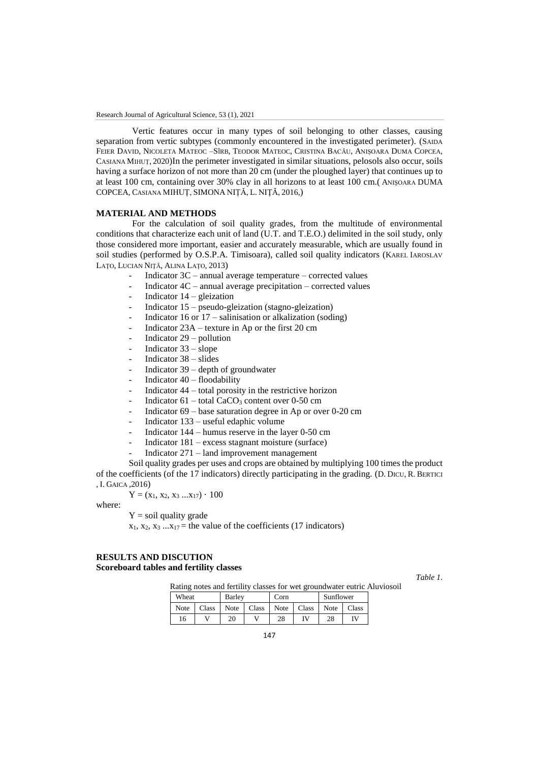Vertic features occur in many types of soil belonging to other classes, causing separation from vertic subtypes (commonly encountered in the investigated perimeter). (SAIDA FEIER DAVID, NICOLETA MATEOC –SÎRB, TEODOR MATEOC, CRISTINA BACĂU, ANIȘOARA DUMA COPCEA, CASIANA MIHUȚ, 2020)In the perimeter investigated in similar situations, pelosols also occur, soils having a surface horizon of not more than 20 cm (under the ploughed layer) that continues up to at least 100 cm, containing over 30% clay in all horizons to at least 100 cm.( ANIȘOARA DUMA COPCEA, CASIANA MIHUȚ, SIMONA NIȚĂ, L. NIȚĂ, 2016,)

## MATERIAL AND METHODS

For the calculation of soil quality grades, from the multitude of environmental conditions that characterize each unit of land (U.T. and T.E.O.) delimited in the soil study, only those considered more important, easier and accurately measurable, which are usually found in soil studies (performed by O.S.P.A. Timisoara), called soil quality indicators (KAREL IAROSLAV LAȚO, LUCIAN NIȚĂ, ALINA LAȚO, 2013)

- Indicator 3C – annual average temperature – corrected values
- Indicator 4C – annual average precipitation – corrected values
- Indicator 14 – gleization
- Indicator 15 – pseudo-gleization (stagno-gleization)
- Indicator 16 or 17 – salinisation or alkalization (soding)
- Indicator 23A – texture in Ap or the first 20 cm
- Indicator 29 – pollution
- Indicator 33 – slope
- Indicator 38 – slides
- Indicator 39 – depth of groundwater
- Indicator 40 – floodability
- Indicator 44 – total porosity in the restrictive horizon
- Indicator 61 – total $CaCO_3$ content over 0-50 cm
- Indicator 69 – base saturation degree in Ap or over 0-20 cm
- Indicator 133 – useful edaphic volume
- Indicator 144 – humus reserve in the layer 0-50 cm
- Indicator 181 – excess stagnant moisture (surface)
- Indicator 271 – land improvement management

Soil quality grades per uses and crops are obtained by multiplying 100 times the product of the coefficients (of the 17 indicators) directly participating in the grading. (D. DICU, R. BERTICI , I. GAICA ,2016)

$$Y = (x_1, x_2, x_3 \ldots x_{17}) \cdot 100$$

where:

$Y$ = soil quality grade

$x_1, x_2, x_3 \ldots x_{17}$ = the value of the coefficients (17 indicators)

## RESULTS AND DISCUTION

### Scoreboard tables and fertility classes

*Table 1.*

Rating notes and fertility classes for wet groundwater eutric Aluviosoil

| Wheat | | Barley | | Corn | | Sunflower | |
|---|---|---|---|---|---|---|---|
| Note | Class | Note | Class | Note | Class | Note | Class |
| 16 | V | 20 | V | 28 | IV | 28 | IV |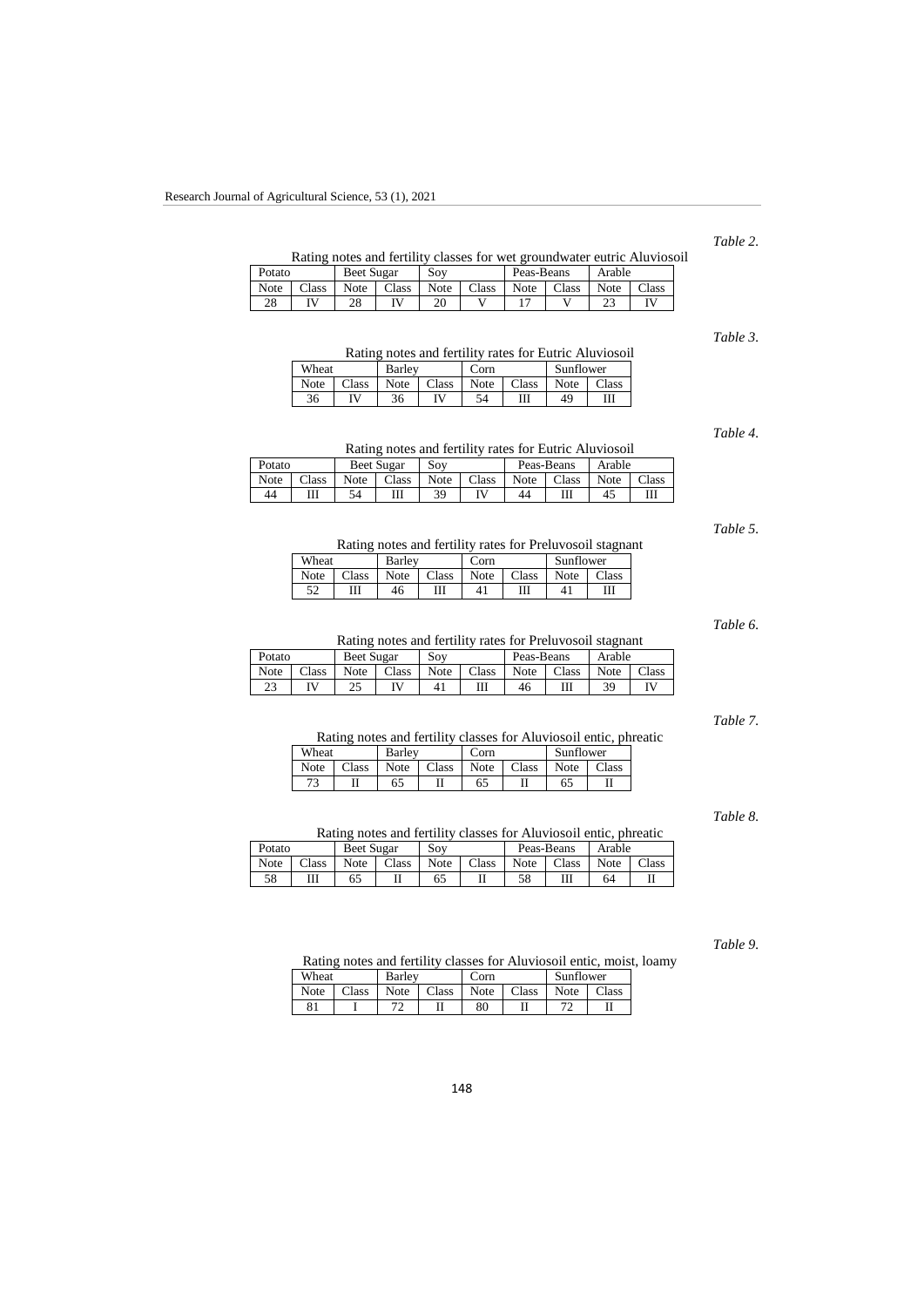*Table 2.*

Rating notes and fertility classes for wet groundwater eutric Aluviosoil

| Potato | | Beet Sugar | | Soy | | Peas-Beans | | Arable | |
|---|---|---|---|---|---|---|---|---|---|
| Note | Class | Note | Class | Note | Class | Note | Class | Note | Class |
| 28 | IV | 28 | IV | 20 | V | 17 | V | 23 | IV |

*Table 3.*

Rating notes and fertility rates for Eutric Aluviosoil

| Wheat | | Barley | | Corn | | Sunflower | |
|---|---|---|---|---|---|---|---|
| Note | Class | Note | Class | Note | Class | Note | Class |
| 36 | IV | 36 | IV | 54 | III | 49 | III |

*Table 4.*

Rating notes and fertility rates for Eutric Aluviosoil

| Potato | | Beet Sugar | | Soy | | Peas-Beans | | Arable | |
|---|---|---|---|---|---|---|---|---|---|
| Note | Class | Note | Class | Note | Class | Note | Class | Note | Class |
| 44 | III | 54 | III | 39 | IV | 44 | III | 45 | III |

*Table 5.*

Rating notes and fertility rates for Preluvosoil stagnant

| Wheat | | Barley | | Corn | | Sunflower | |
|---|---|---|---|---|---|---|---|
| Note | Class | Note | Class | Note | Class | Note | Class |
| 52 | III | 46 | III | 41 | III | 41 | III |

*Table 6.*

Rating notes and fertility rates for Preluvosoil stagnant

| Potato | | Beet Sugar | | Soy | | Peas-Beans | | Arable | |
|---|---|---|---|---|---|---|---|---|---|
| Note | Class | Note | Class | Note | Class | Note | Class | Note | Class |
| 23 | IV | 25 | IV | 41 | III | 46 | III | 39 | IV |

*Table 7.*

Rating notes and fertility classes for Aluviosoil entic, phreatic

| Wheat | | Barley | | Corn | | Sunflower | |
|---|---|---|---|---|---|---|---|
| Note | Class | Note | Class | Note | Class | Note | Class |
| 73 | II | 65 | II | 65 | II | 65 | II |

*Table 8.*

Rating notes and fertility classes for Aluviosoil entic, phreatic

| Potato | | Beet Sugar | | Soy | | Peas-Beans | | Arable | |
|---|---|---|---|---|---|---|---|---|---|
| Note | Class | Note | Class | Note | Class | Note | Class | Note | Class |
| 58 | III | 65 | II | 65 | II | 58 | III | 64 | II |

*Table 9.*

Rating notes and fertility classes for Aluviosoil entic, moist, loamy

| Wheat | | Barley | | Corn | | Sunflower | |
|---|---|---|---|---|---|---|---|
| Note | Class | Note | Class | Note | Class | Note | Class |
| 81 | I | 72 | II | 80 | II | 72 | II |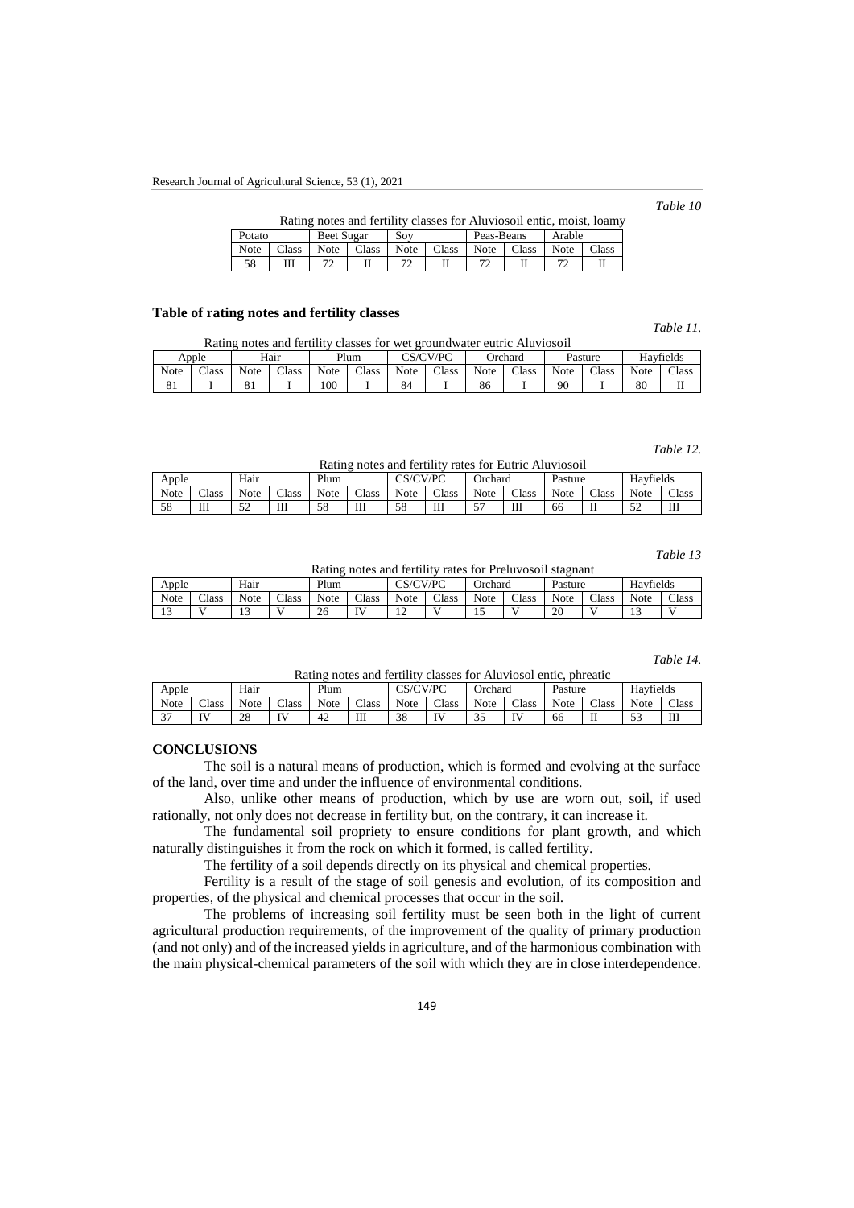*Table 10*

Rating notes and fertility classes for Aluviosoil entic, moist, loamy

| Potato | | Beet Sugar | | Soy | | Peas-Beans | | Arable | |
|---|---|---|---|---|---|---|---|---|---|
| Note | Class | Note | Class | Note | Class | Note | Class | Note | Class |
| 58 | III | 72 | II | 72 | II | 72 | II | 72 | II |

### Table of rating notes and fertility classes

*Table 11.*

Rating notes and fertility classes for wet groundwater eutric Aluviosoil

| Apple | | Hair | | Plum | | CS/CV/PC | | Orchard | | Pasture | | Hayfields | |
|---|---|---|---|---|---|---|---|---|---|---|---|---|---|
| Note | Class | Note | Class | Note | Class | Note | Class | Note | Class | Note | Class | Note | Class |
| 81 | I | 81 | I | 100 | I | 84 | I | 86 | I | 90 | I | 80 | II |

*Table 12.*

Rating notes and fertility rates for Eutric Aluviosoil

| Apple | | Hair | | Plum | | CS/CV/PC | | Orchard | | Pasture | | Hayfields | |
|---|---|---|---|---|---|---|---|---|---|---|---|---|---|
| Note | Class | Note | Class | Note | Class | Note | Class | Note | Class | Note | Class | Note | Class |
| 58 | III | 52 | III | 58 | III | 58 | III | 57 | III | 66 | II | 52 | III |

*Table 13*

Rating notes and fertility rates for Preluvosoil stagnant

| Apple | | Hair | | Plum | | CS/CV/PC | | Orchard | | Pasture | | Hayfields | |
|---|---|---|---|---|---|---|---|---|---|---|---|---|---|
| Note | Class | Note | Class | Note | Class | Note | Class | Note | Class | Note | Class | Note | Class |
| 13 | V | 13 | V | 26 | IV | 12 | V | 15 | V | 20 | V | 13 | V |

*Table 14.*

Rating notes and fertility classes for Aluviosol entic, phreatic

| Apple | | Hair | | Plum | | CS/CV/PC | | Orchard | | Pasture | | Hayfields | |
|---|---|---|---|---|---|---|---|---|---|---|---|---|---|
| Note | Class | Note | Class | Note | Class | Note | Class | Note | Class | Note | Class | Note | Class |
| 37 | IV | 28 | IV | 42 | III | 38 | IV | 35 | IV | 66 | II | 53 | III |

## CONCLUSIONS

The soil is a natural means of production, which is formed and evolving at the surface of the land, over time and under the influence of environmental conditions.

Also, unlike other means of production, which by use are worn out, soil, if used rationally, not only does not decrease in fertility but, on the contrary, it can increase it.

The fundamental soil propriety to ensure conditions for plant growth, and which naturally distinguishes it from the rock on which it formed, is called fertility.

The fertility of a soil depends directly on its physical and chemical properties.

Fertility is a result of the stage of soil genesis and evolution, of its composition and properties, of the physical and chemical processes that occur in the soil.

The problems of increasing soil fertility must be seen both in the light of current agricultural production requirements, of the improvement of the quality of primary production (and not only) and of the increased yields in agriculture, and of the harmonious combination with the main physical-chemical parameters of the soil with which they are in close interdependence.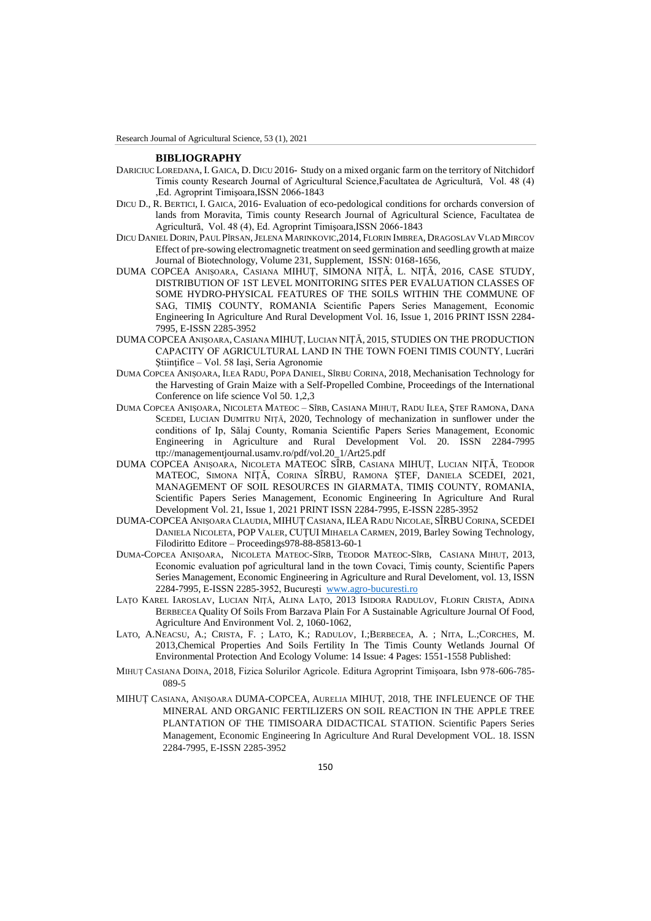## BIBLIOGRAPHY

DARICIUC LOREDANA, I. GAICA, D. DICU 2016- Study on a mixed organic farm on the territory of Nitchidorf Timis county Research Journal of Agricultural Science,Facultatea de Agricultură, Vol. 48 (4) ,Ed. Agroprint Timişoara,ISSN 2066-1843

DICU D., R. BERTICI, I. GAICA, 2016- Evaluation of eco-pedological conditions for orchards conversion of lands from Moravita, Timis county Research Journal of Agricultural Science, Facultatea de Agricultură, Vol. 48 (4), Ed. Agroprint Timişoara,ISSN 2066-1843

DICU DANIEL DORIN, PAUL PÎRSAN, JELENA MARINKOVIC,2014, FLORIN IMBREA, DRAGOSLAV VLAD MIRCOV Effect of pre-sowing electromagnetic treatment on seed germination and seedling growth at maize Journal of Biotechnology, Volume 231, Supplement, ISSN: 0168-1656,

DUMA COPCEA ANIŞOARA, CASIANA MIHUŢ, SIMONA NIŢĂ, L. NIŢĂ, 2016, CASE STUDY, DISTRIBUTION OF 1ST LEVEL MONITORING SITES PER EVALUATION CLASSES OF SOME HYDRO-PHYSICAL FEATURES OF THE SOILS WITHIN THE COMMUNE OF SAG, TIMIŞ COUNTY, ROMANIA Scientific Papers Series Management, Economic Engineering In Agriculture And Rural Development Vol. 16, Issue 1, 2016 PRINT ISSN 2284-7995, E-ISSN 2285-3952

DUMA COPCEA ANIŞOARA, CASIANA MIHUŢ, LUCIAN NIŢĂ, 2015, STUDIES ON THE PRODUCTION CAPACITY OF AGRICULTURAL LAND IN THE TOWN FOENI TIMIS COUNTY, Lucrări Ştiinţifice – Vol. 58 Iaşi, Seria Agronomie

DUMA COPCEA ANIŞOARA, ILEA RADU, POPA DANIEL, SÎRBU CORINA, 2018, Mechanisation Technology for the Harvesting of Grain Maize with a Self-Propelled Combine, Proceedings of the International Conference on life science Vol 50. 1,2,3

DUMA COPCEA ANIŞOARA, NICOLETA MATEOC – SÎRB, CASIANA MIHUŢ, RADU ILEA, ŞTEF RAMONA, DANA SCEDEI, LUCIAN DUMITRU NIŢĂ, 2020, Technology of mechanization in sunflower under the conditions of Ip, Sălaj County, Romania Scientific Papers Series Management, Economic Engineering in Agriculture and Rural Development Vol. 20. ISSN 2284-7995 ttp://managementjournal.usamv.ro/pdf/vol.20_1/Art25.pdf

DUMA COPCEA ANIŞOARA, NICOLETA MATEOC SÎRB, CASIANA MIHUŢ, LUCIAN NIŢĂ, TEODOR MATEOC, SIMONA NIŢĂ, CORINA SÎRBU, RAMONA ŞTEF, DANIELA SCEDEI, 2021, MANAGEMENT OF SOIL RESOURCES IN GIARMATA, TIMIŞ COUNTY, ROMANIA, Scientific Papers Series Management, Economic Engineering In Agriculture And Rural Development Vol. 21, Issue 1, 2021 PRINT ISSN 2284-7995, E-ISSN 2285-3952

DUMA-COPCEA ANIŞOARA CLAUDIA, MIHUŢ CASIANA, ILEA RADU NICOLAE, SÎRBU CORINA, SCEDEI DANIELA NICOLETA, POP VALER, CUŢUI MIHAELA CARMEN, 2019, Barley Sowing Technology, Filodiritto Editore – Proceedings978-88-85813-60-1

DUMA-COPCEA ANIŞOARA, NICOLETA MATEOC-SÎRB, TEODOR MATEOC-SÎRB, CASIANA MIHUŢ, 2013, Economic evaluation pof agricultural land in the town Covaci, Timiş county, Scientific Papers Series Management, Economic Engineering in Agriculture and Rural Develoment, vol. 13, ISSN 2284-7995, E-ISSN 2285-3952, Bucureşti www.agro-bucuresti.ro

LAŢO KAREL IAROSLAV, LUCIAN NIŢĂ, ALINA LAŢO, 2013 ISIDORA RADULOV, FLORIN CRISTA, ADINA BERBECEA Quality Of Soils From Barzava Plain For A Sustainable Agriculture Journal Of Food, Agriculture And Environment Vol. 2, 1060-1062,

LATO, A.NEACSU, A.; CRISTA, F. ; LATO, K.; RADULOV, I.;BERBECEA, A. ; NITA, L.;CORCHES, M. 2013,Chemical Properties And Soils Fertility In The Timis County Wetlands Journal Of Environmental Protection And Ecology Volume: 14 Issue: 4 Pages: 1551-1558 Published:

MIHUŢ CASIANA DOINA, 2018, Fizica Solurilor Agricole. Editura Agroprint Timişoara, Isbn 978-606-785-089-5

MIHUŢ CASIANA, ANIŞOARA DUMA-COPCEA, AURELIA MIHUŢ, 2018, THE INFLEUENCE OF THE MINERAL AND ORGANIC FERTILIZERS ON SOIL REACTION IN THE APPLE TREE PLANTATION OF THE TIMISOARA DIDACTICAL STATION. Scientific Papers Series Management, Economic Engineering In Agriculture And Rural Development VOL. 18. ISSN 2284-7995, E-ISSN 2285-3952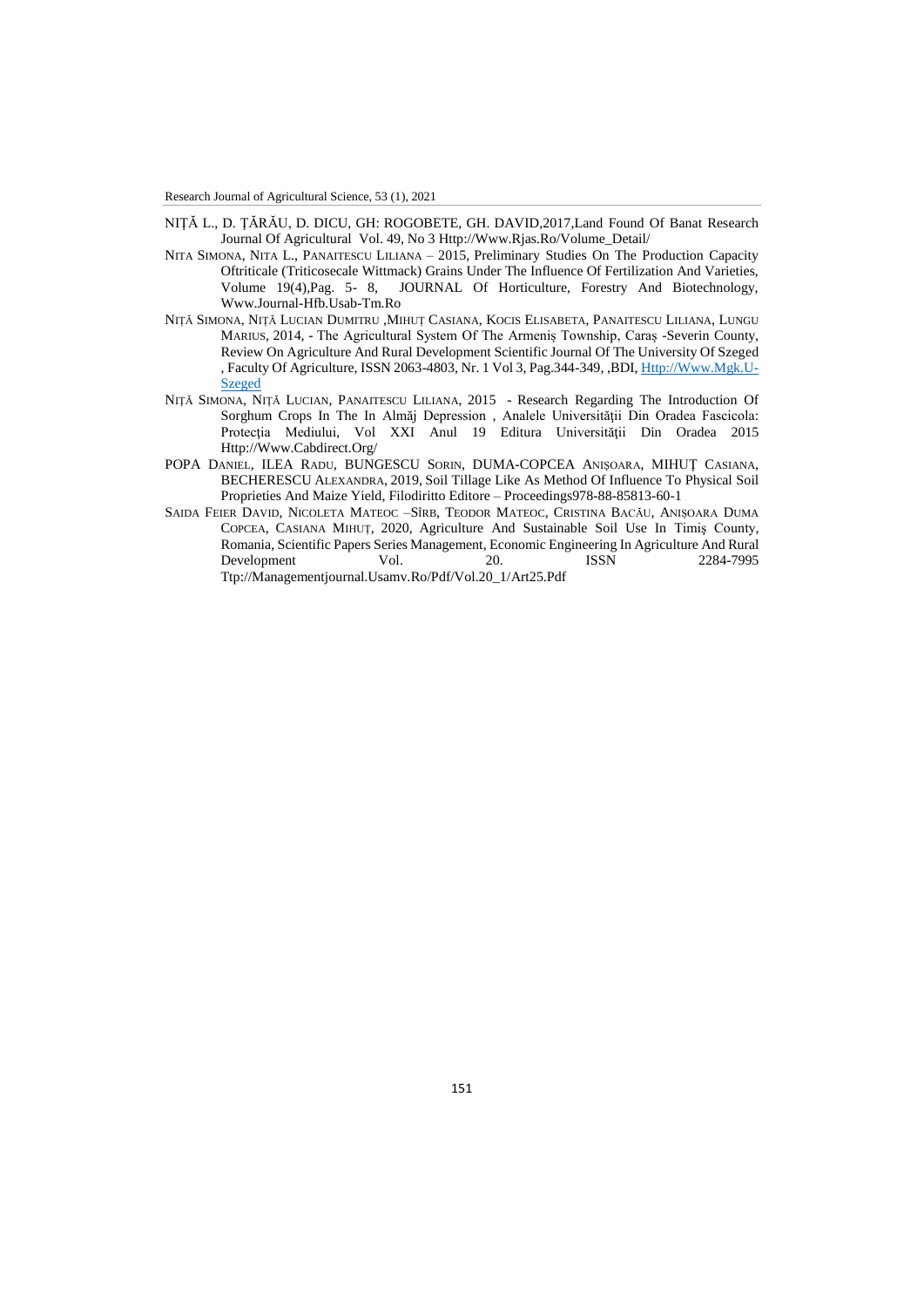NIŢĂ L., D. ŢĂRĂU, D. DICU, GH: ROGOBETE, GH. DAVID,2017,Land Found Of Banat Research Journal Of Agricultural Vol. 49, No 3 Http://Www.Rjas.Ro/Volume_Detail/

NITA SIMONA, NITA L., PANAITESCU LILIANA – 2015, Preliminary Studies On The Production Capacity Oftriticale (Triticosecale Wittmack) Grains Under The Influence Of Fertilization And Varieties, Volume 19(4),Pag. 5- 8, JOURNAL Of Horticulture, Forestry And Biotechnology, Www.Journal-Hfb.Usab-Tm.Ro

NIŢĂ SIMONA, NIŢĂ LUCIAN DUMITRU ,MIHUŢ CASIANA, KOCIS ELISABETA, PANAITESCU LILIANA, LUNGU MARIUS, 2014, - The Agricultural System Of The Armeniş Township, Caraş -Severin County, Review On Agriculture And Rural Development Scientific Journal Of The University Of Szeged , Faculty Of Agriculture, ISSN 2063-4803, Nr. 1 Vol 3, Pag.344-349, ,BDI, Http://Www.Mgk.U-Szeged

NIŢĂ SIMONA, NIŢĂ LUCIAN, PANAITESCU LILIANA, 2015 - Research Regarding The Introduction Of Sorghum Crops In The In Almăj Depression , Analele Universităţii Din Oradea Fascicola: Protecţia Mediului, Vol XXI Anul 19 Editura Universităţii Din Oradea 2015 Http://Www.Cabdirect.Org/

POPA DANIEL, ILEA RADU, BUNGESCU SORIN, DUMA-COPCEA ANIŞOARA, MIHUŢ CASIANA, BECHERESCU ALEXANDRA, 2019, Soil Tillage Like As Method Of Influence To Physical Soil Proprieties And Maize Yield, Filodiritto Editore – Proceedings978-88-85813-60-1

SAIDA FEIER DAVID, NICOLETA MATEOC –SÎRB, TEODOR MATEOC, CRISTINA BACĂU, ANIŞOARA DUMA COPCEA, CASIANA MIHUŢ, 2020, Agriculture And Sustainable Soil Use In Timiş County, Romania, Scientific Papers Series Management, Economic Engineering In Agriculture And Rural Development Vol. 20. ISSN 2284-7995 Ttp://Managementjournal.Usamv.Ro/Pdf/Vol.20_1/Art25.Pdf